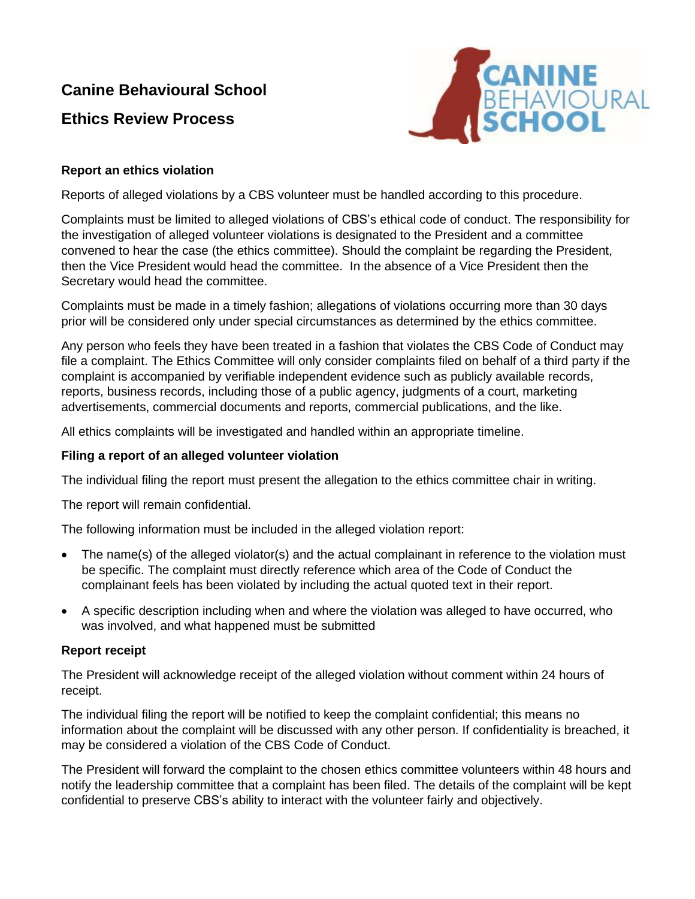# Canine Behavioural School

# Ethics Review Process

### Report an ethics violation

Reports of alleged violations by a CBS volunteer must be handled according to this procedure.

Complaints must be limited to alleged violations of CBS's ethical code of conduct. The responsibility for the investigation of alleged volunteer violations is designated to the President and a committee convened to hear the case (the ethics committee). Should the complaint be regarding the President, then the Vice President would head the committee. In the absence of a Vice President then the Secretary would head the committee.

Complaints must be made in a timely fashion; allegations of violations occurring more than 30 days prior will be considered only under special circumstances as determined by the ethics committee.

Any person who feels they have been treated in a fashion that violates the CBS Code of Conduct may file a complaint. The Ethics Committee will only consider complaints filed on behalf of a third party if the complaint is accompanied by verifiable independent evidence such as publicly available records, reports, business records, including those of a public agency, judgments of a court, marketing advertisements, commercial documents and reports, commercial publications, and the like.

All ethics complaints will be investigated and handled within an appropriate timeline.

### Filing a report of an alleged volunteer violation

The individual filing the report must present the allegation to the ethics committee chair in writing.

The report will remain confidential.

The following information must be included in the alleged violation report:

- The name(s) of the alleged violator(s) and the actual complainant in reference to the violation must be specific. The complaint must directly reference which area of the Code of Conduct the complainant feels has been violated by including the actual quoted text in their report.
- A specific description including when and where the violation was alleged to have occurred, who was involved, and what happened must be submitted

### Report receipt

The President will acknowledge receipt of the alleged violation without comment within 24 hours of receipt.

The individual filing the report will be notified to keep the complaint confidential; this means no information about the complaint will be discussed with any other person. If confidentiality is breached, it may be considered a violation of the CBS Code of Conduct.

The President will forward the complaint to the chosen ethics committee volunteers within 48 hours and notify the leadership committee that a complaint has been filed. The details of the complaint will be kept confidential to preserve CBS's ability to interact with the volunteer fairly and objectively.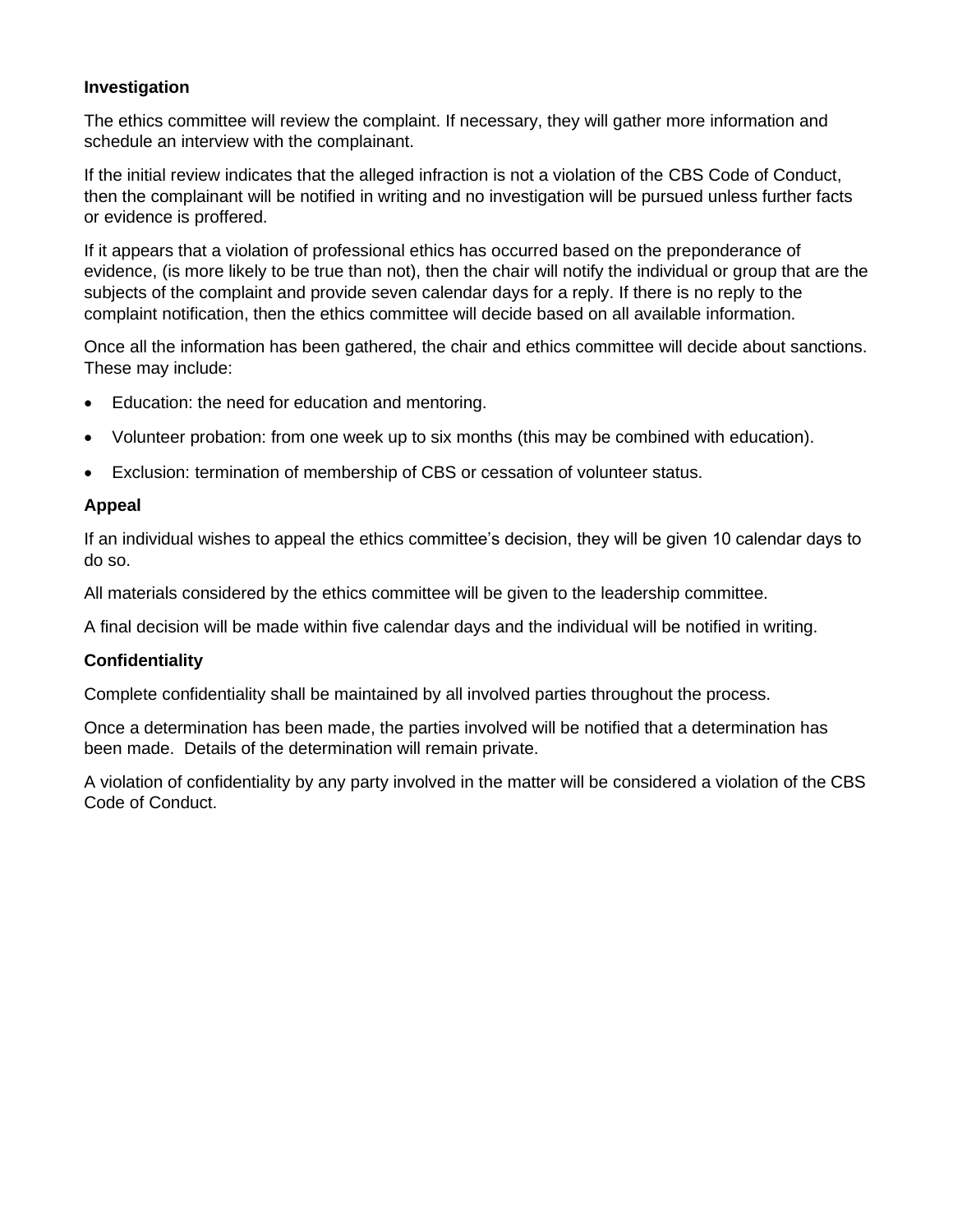**Investigation**

The ethics committee will review the complaint. If necessary, they will gather more information and schedule an interview with the complainant.

If the initial review indicates that the alleged infraction is not a violation of the CBS Code of Conduct, then the complainant will be notified in writing and no investigation will be pursued unless further facts or evidence is proffered.

If it appears that a violation of professional ethics has occurred based on the preponderance of evidence, (is more likely to be true than not), then the chair will notify the individual or group that are the subjects of the complaint and provide seven calendar days for a reply. If there is no reply to the complaint notification, then the ethics committee will decide based on all available information.

Once all the information has been gathered, the chair and ethics committee will decide about sanctions. These may include:

- Education: the need for education and mentoring.
- Volunteer probation: from one week up to six months (this may be combined with education).
- Exclusion: termination of membership of CBS or cessation of volunteer status.

**Appeal**

If an individual wishes to appeal the ethics committee's decision, they will be given 10 calendar days to do so.

All materials considered by the ethics committee will be given to the leadership committee.

A final decision will be made within five calendar days and the individual will be notified in writing.

**Confidentiality**

Complete confidentiality shall be maintained by all involved parties throughout the process.

Once a determination has been made, the parties involved will be notified that a determination has been made. Details of the determination will remain private.

A violation of confidentiality by any party involved in the matter will be considered a violation of the CBS Code of Conduct.